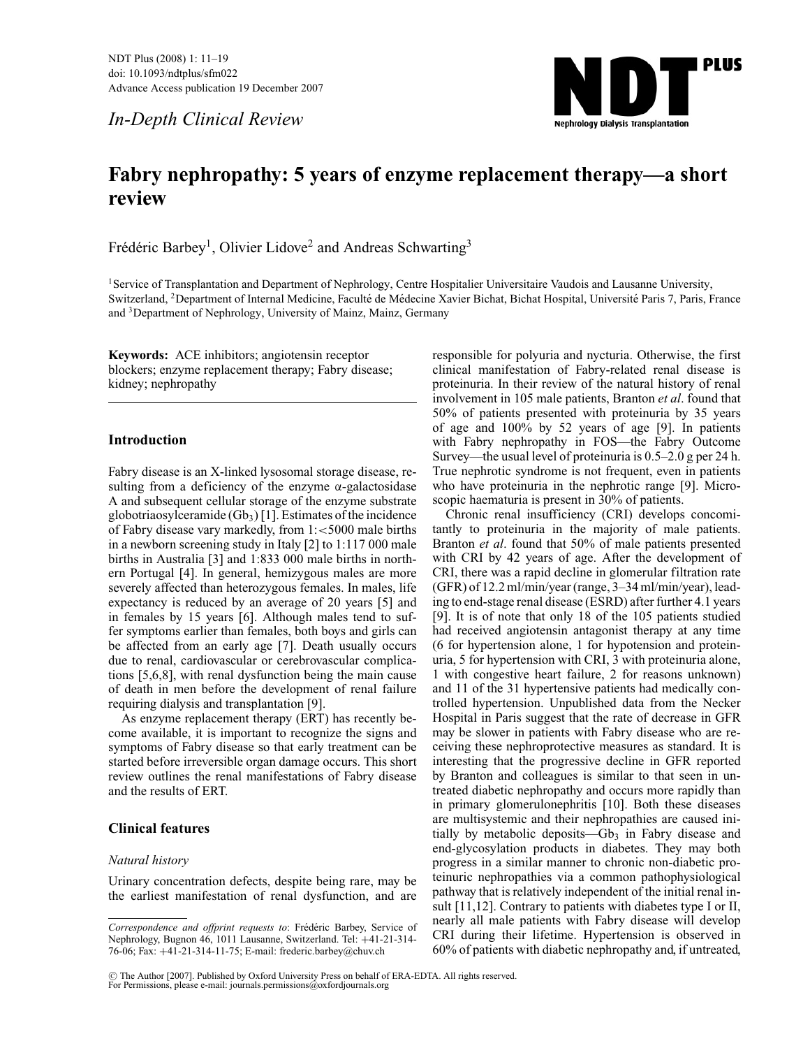*In-Depth Clinical Review*

# Fabry nephropathy: 5 years of enzyme replacement therapy—a short review

Frédéric Barbey[1], Olivier Lidove[2] and Andreas Schwarting[3]

[1]Service of Transplantation and Department of Nephrology, Centre Hospitalier Universitaire Vaudois and Lausanne University, Switzerland, [2]Department of Internal Medicine, Faculté de Médecine Xavier Bichat, Bichat Hospital, Université Paris 7, Paris, France and [3]Department of Nephrology, University of Mainz, Mainz, Germany

**Keywords:** ACE inhibitors; angiotensin receptor blockers; enzyme replacement therapy; Fabry disease; kidney; nephropathy

## Introduction

Fabry disease is an X-linked lysosomal storage disease, resulting from a deficiency of the enzyme α-galactosidase A and subsequent cellular storage of the enzyme substrate globotriaosylceramide ($Gb_3$) [1]. Estimates of the incidence of Fabry disease vary markedly, from 1:<5000 male births in a newborn screening study in Italy [2] to 1:117 000 male births in Australia [3] and 1:833 000 male births in northern Portugal [4]. In general, hemizygous males are more severely affected than heterozygous females. In males, life expectancy is reduced by an average of 20 years [5] and in females by 15 years [6]. Although males tend to suffer symptoms earlier than females, both boys and girls can be affected from an early age [7]. Death usually occurs due to renal, cardiovascular or cerebrovascular complications [5,6,8], with renal dysfunction being the main cause of death in men before the development of renal failure requiring dialysis and transplantation [9].

As enzyme replacement therapy (ERT) has recently become available, it is important to recognize the signs and symptoms of Fabry disease so that early treatment can be started before irreversible organ damage occurs. This short review outlines the renal manifestations of Fabry disease and the results of ERT.

## Clinical features

### *Natural history*

Urinary concentration defects, despite being rare, may be the earliest manifestation of renal dysfunction, and are responsible for polyuria and nycturia. Otherwise, the first clinical manifestation of Fabry-related renal disease is proteinuria. In their review of the natural history of renal involvement in 105 male patients, Branton *et al*. found that 50% of patients presented with proteinuria by 35 years of age and 100% by 52 years of age [9]. In patients with Fabry nephropathy in FOS—the Fabry Outcome Survey—the usual level of proteinuria is 0.5–2.0 g per 24 h. True nephrotic syndrome is not frequent, even in patients who have proteinuria in the nephrotic range [9]. Microscopic haematuria is present in 30% of patients.

Chronic renal insufficiency (CRI) develops concomitantly to proteinuria in the majority of male patients. Branton *et al*. found that 50% of male patients presented with CRI by 42 years of age. After the development of CRI, there was a rapid decline in glomerular filtration rate (GFR) of 12.2 ml/min/year (range, 3–34 ml/min/year), leading to end-stage renal disease (ESRD) after further 4.1 years [9]. It is of note that only 18 of the 105 patients studied had received angiotensin antagonist therapy at any time (6 for hypertension alone, 1 for hypotension and proteinuria, 5 for hypertension with CRI, 3 with proteinuria alone, 1 with congestive heart failure, 2 for reasons unknown) and 11 of the 31 hypertensive patients had medically controlled hypertension. Unpublished data from the Necker Hospital in Paris suggest that the rate of decrease in GFR may be slower in patients with Fabry disease who are receiving these nephroprotective measures as standard. It is interesting that the progressive decline in GFR reported by Branton and colleagues is similar to that seen in untreated diabetic nephropathy and occurs more rapidly than in primary glomerulonephritis [10]. Both these diseases are multisystemic and their nephropathies are caused initially by metabolic deposits—$Gb_3$ in Fabry disease and end-glycosylation products in diabetes. They may both progress in a similar manner to chronic non-diabetic proteinuric nephropathies via a common pathophysiological pathway that is relatively independent of the initial renal insult [11,12]. Contrary to patients with diabetes type I or II, nearly all male patients with Fabry disease will develop CRI during their lifetime. Hypertension is observed in 60% of patients with diabetic nephropathy and, if untreated,

---

*Correspondence and offprint requests to*: Frédéric Barbey, Service of Nephrology, Bugnon 46, 1011 Lausanne, Switzerland. Tel: +41-21-314-76-06; Fax: +41-21-314-11-75; E-mail: frederic.barbey@chuv.ch

© The Author [2007]. Published by Oxford University Press on behalf of ERA-EDTA. All rights reserved. For Permissions, please e-mail: journals.permissions@oxfordjournals.org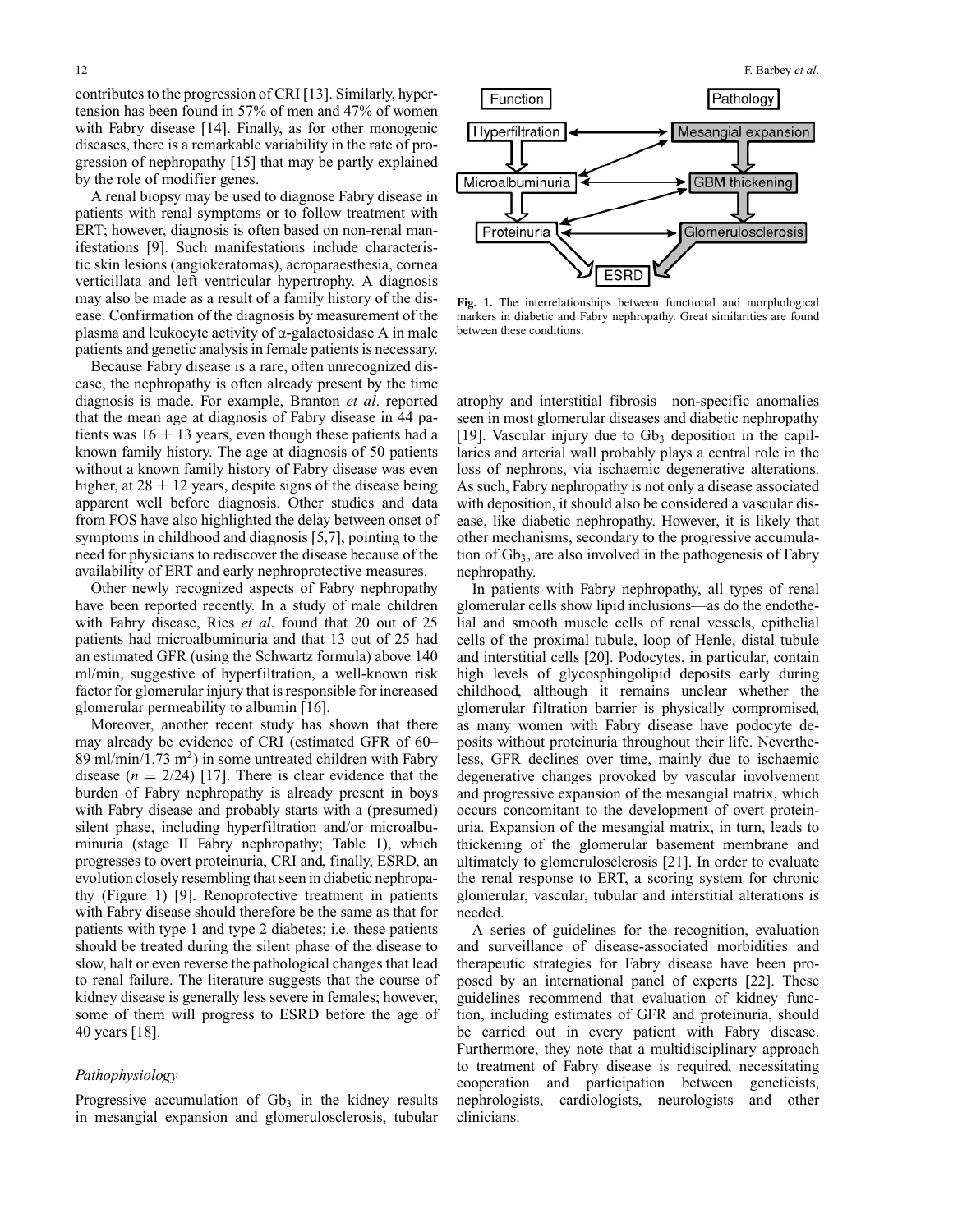contributes to the progression of CRI [13]. Similarly, hypertension has been found in 57% of men and 47% of women with Fabry disease [14]. Finally, as for other monogenic diseases, there is a remarkable variability in the rate of progression of nephropathy [15] that may be partly explained by the role of modifier genes.

A renal biopsy may be used to diagnose Fabry disease in patients with renal symptoms or to follow treatment with ERT; however, diagnosis is often based on non-renal manifestations [9]. Such manifestations include characteristic skin lesions (angiokeratomas), acroparaesthesia, cornea verticillata and left ventricular hypertrophy. A diagnosis may also be made as a result of a family history of the disease. Confirmation of the diagnosis by measurement of the plasma and leukocyte activity of α-galactosidase A in male patients and genetic analysis in female patients is necessary.

Because Fabry disease is a rare, often unrecognized disease, the nephropathy is often already present by the time diagnosis is made. For example, Branton *et al*. reported that the mean age at diagnosis of Fabry disease in 44 patients was $16 \pm 13$ years, even though these patients had a known family history. The age at diagnosis of 50 patients without a known family history of Fabry disease was even higher, at $28 \pm 12$ years, despite signs of the disease being apparent well before diagnosis. Other studies and data from FOS have also highlighted the delay between onset of symptoms in childhood and diagnosis [5,7], pointing to the need for physicians to rediscover the disease because of the availability of ERT and early nephroprotective measures.

Other newly recognized aspects of Fabry nephropathy have been reported recently. In a study of male children with Fabry disease, Ries *et al*. found that 20 out of 25 patients had microalbuminuria and that 13 out of 25 had an estimated GFR (using the Schwartz formula) above 140 ml/min, suggestive of hyperfiltration, a well-known risk factor for glomerular injury that is responsible for increased glomerular permeability to albumin [16].

Moreover, another recent study has shown that there may already be evidence of CRI (estimated GFR of 60–89 ml/min/1.73 $m^2$) in some untreated children with Fabry disease ($n = 2/24$) [17]. There is clear evidence that the burden of Fabry nephropathy is already present in boys with Fabry disease and probably starts with a (presumed) silent phase, including hyperfiltration and/or microalbuminuria (stage II Fabry nephropathy; Table 1), which progresses to overt proteinuria, CRI and, finally, ESRD, an evolution closely resembling that seen in diabetic nephropathy (Figure 1) [9]. Renoprotective treatment in patients with Fabry disease should therefore be the same as that for patients with type 1 and type 2 diabetes; i.e. these patients should be treated during the silent phase of the disease to slow, halt or even reverse the pathological changes that lead to renal failure. The literature suggests that the course of kidney disease is generally less severe in females; however, some of them will progress to ESRD before the age of 40 years [18].

*Pathophysiology*

Progressive accumulation of $Gb_3$ in the kidney results in mesangial expansion and glomerulosclerosis, tubular atrophy and interstitial fibrosis—non-specific anomalies seen in most glomerular diseases and diabetic nephropathy [19]. Vascular injury due to $Gb_3$ deposition in the capillaries and arterial wall probably plays a central role in the loss of nephrons, via ischaemic degenerative alterations. As such, Fabry nephropathy is not only a disease associated with deposition, it should also be considered a vascular disease, like diabetic nephropathy. However, it is likely that other mechanisms, secondary to the progressive accumulation of $Gb_3$, are also involved in the pathogenesis of Fabry nephropathy.

Function | Pathology
Hyperfiltration ↔ Mesangial expansion
Microalbuminuria ↔ GBM thickening
Proteinuria ↔ Glomerulosclerosis
ESRD

**Fig. 1.** The interrelationships between functional and morphological markers in diabetic and Fabry nephropathy. Great similarities are found between these conditions.

In patients with Fabry nephropathy, all types of renal glomerular cells show lipid inclusions—as do the endothelial and smooth muscle cells of renal vessels, epithelial cells of the proximal tubule, loop of Henle, distal tubule and interstitial cells [20]. Podocytes, in particular, contain high levels of glycosphingolipid deposits early during childhood, although it remains unclear whether the glomerular filtration barrier is physically compromised, as many women with Fabry disease have podocyte deposits without proteinuria throughout their life. Nevertheless, GFR declines over time, mainly due to ischaemic degenerative changes provoked by vascular involvement and progressive expansion of the mesangial matrix, which occurs concomitant to the development of overt proteinuria. Expansion of the mesangial matrix, in turn, leads to thickening of the glomerular basement membrane and ultimately to glomerulosclerosis [21]. In order to evaluate the renal response to ERT, a scoring system for chronic glomerular, vascular, tubular and interstitial alterations is needed.

A series of guidelines for the recognition, evaluation and surveillance of disease-associated morbidities and therapeutic strategies for Fabry disease have been proposed by an international panel of experts [22]. These guidelines recommend that evaluation of kidney function, including estimates of GFR and proteinuria, should be carried out in every patient with Fabry disease. Furthermore, they note that a multidisciplinary approach to treatment of Fabry disease is required, necessitating cooperation and participation between geneticists, nephrologists, cardiologists, neurologists and other clinicians.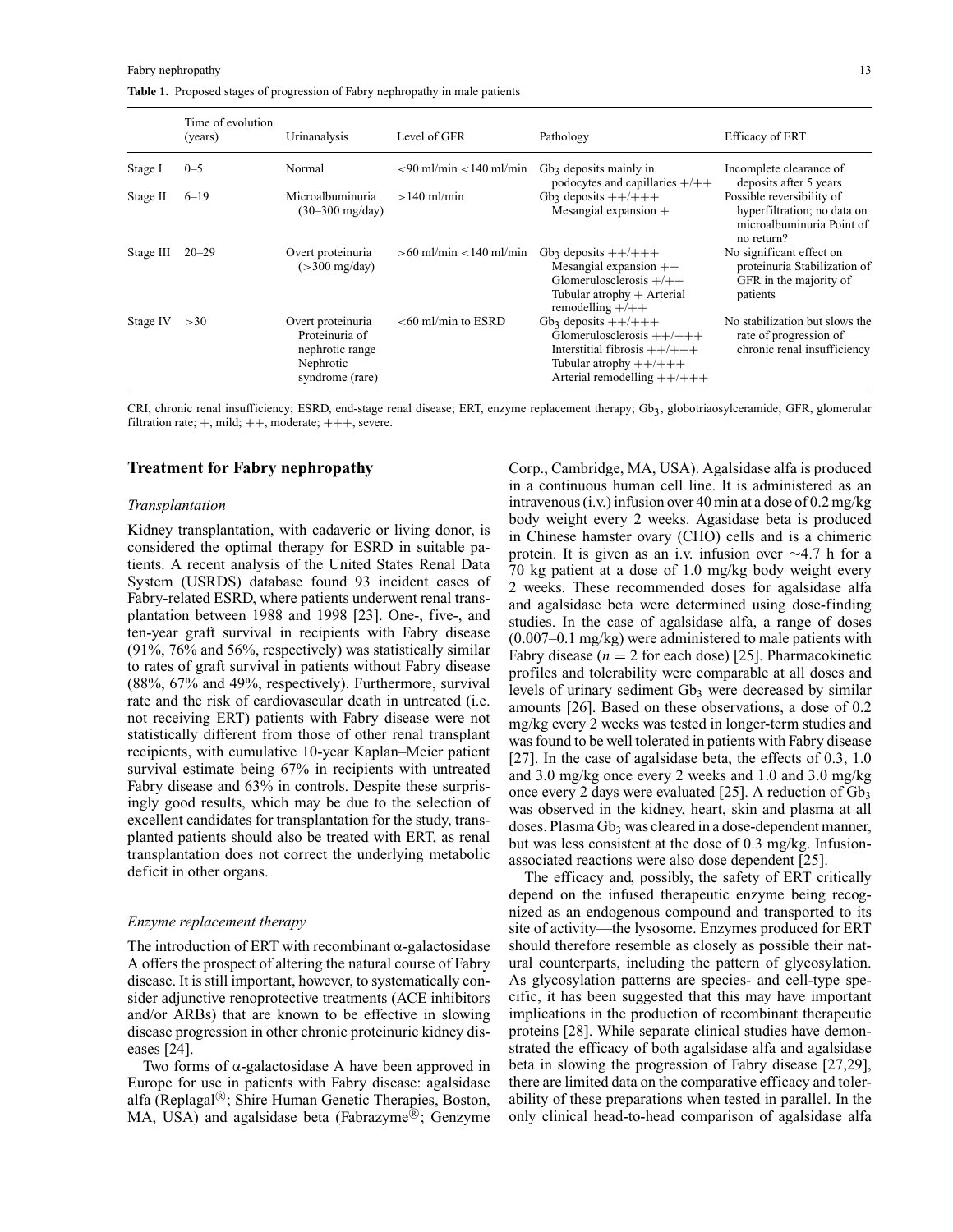**Table 1.** Proposed stages of progression of Fabry nephropathy in male patients

| | Time of evolution (years) | Urinanalysis | Level of GFR | Pathology | Efficacy of ERT |
|---|---|---|---|---|---|
| Stage I | 0–5 | Normal | <90 ml/min <140 ml/min | $Gb_3$ deposits mainly in podocytes and capillaries +/++ | Incomplete clearance of deposits after 5 years |
| Stage II | 6–19 | Microalbuminuria (30–300 mg/day) | >140 ml/min | $Gb_3$ deposits ++/+++ Mesangial expansion + | Possible reversibility of hyperfiltration; no data on microalbuminuria Point of no return? |
| Stage III | 20–29 | Overt proteinuria (>300 mg/day) | >60 ml/min <140 ml/min | $Gb_3$ deposits ++/+++ Mesangial expansion ++ Glomerulosclerosis +/++ Tubular atrophy + Arterial remodelling +/++ | No significant effect on proteinuria Stabilization of GFR in the majority of patients |
| Stage IV | >30 | Overt proteinuria Proteinuria of nephrotic range Nephrotic syndrome (rare) | <60 ml/min to ESRD | $Gb_3$ deposits ++/+++ Glomerulosclerosis ++/+++ Interstitial fibrosis ++/+++ Tubular atrophy ++/+++ Arterial remodelling ++/+++ | No stabilization but slows the rate of progression of chronic renal insufficiency |

CRI, chronic renal insufficiency; ESRD, end-stage renal disease; ERT, enzyme replacement therapy; $Gb_3$, globotriaosylceramide; GFR, glomerular filtration rate; +, mild; ++, moderate; +++, severe.

## Treatment for Fabry nephropathy

### *Transplantation*

Kidney transplantation, with cadaveric or living donor, is considered the optimal therapy for ESRD in suitable patients. A recent analysis of the United States Renal Data System (USRDS) database found 93 incident cases of Fabry-related ESRD, where patients underwent renal transplantation between 1988 and 1998 [23]. One-, five-, and ten-year graft survival in recipients with Fabry disease (91%, 76% and 56%, respectively) was statistically similar to rates of graft survival in patients without Fabry disease (88%, 67% and 49%, respectively). Furthermore, survival rate and the risk of cardiovascular death in untreated (i.e. not receiving ERT) patients with Fabry disease were not statistically different from those of other renal transplant recipients, with cumulative 10-year Kaplan–Meier patient survival estimate being 67% in recipients with untreated Fabry disease and 63% in controls. Despite these surprisingly good results, which may be due to the selection of excellent candidates for transplantation for the study, transplanted patients should also be treated with ERT, as renal transplantation does not correct the underlying metabolic deficit in other organs.

### *Enzyme replacement therapy*

The introduction of ERT with recombinant α-galactosidase A offers the prospect of altering the natural course of Fabry disease. It is still important, however, to systematically consider adjunctive renoprotective treatments (ACE inhibitors and/or ARBs) that are known to be effective in slowing disease progression in other chronic proteinuric kidney diseases [24].

Two forms of α-galactosidase A have been approved in Europe for use in patients with Fabry disease: agalsidase alfa (Replagal®; Shire Human Genetic Therapies, Boston, MA, USA) and agalsidase beta (Fabrazyme®; Genzyme Corp., Cambridge, MA, USA). Agalsidase alfa is produced in a continuous human cell line. It is administered as an intravenous (i.v.) infusion over 40 min at a dose of 0.2 mg/kg body weight every 2 weeks. Agasidase beta is produced in Chinese hamster ovary (CHO) cells and is a chimeric protein. It is given as an i.v. infusion over ∼4.7 h for a 70 kg patient at a dose of 1.0 mg/kg body weight every 2 weeks. These recommended doses for agalsidase alfa and agalsidase beta were determined using dose-finding studies. In the case of agalsidase alfa, a range of doses (0.007–0.1 mg/kg) were administered to male patients with Fabry disease ($n = 2$ for each dose) [25]. Pharmacokinetic profiles and tolerability were comparable at all doses and levels of urinary sediment $Gb_3$ were decreased by similar amounts [26]. Based on these observations, a dose of 0.2 mg/kg every 2 weeks was tested in longer-term studies and was found to be well tolerated in patients with Fabry disease [27]. In the case of agalsidase beta, the effects of 0.3, 1.0 and 3.0 mg/kg once every 2 weeks and 1.0 and 3.0 mg/kg once every 2 days were evaluated [25]. A reduction of $Gb_3$ was observed in the kidney, heart, skin and plasma at all doses. Plasma $Gb_3$ was cleared in a dose-dependent manner, but was less consistent at the dose of 0.3 mg/kg. Infusion-associated reactions were also dose dependent [25].

The efficacy and, possibly, the safety of ERT critically depend on the infused therapeutic enzyme being recognized as an endogenous compound and transported to its site of activity—the lysosome. Enzymes produced for ERT should therefore resemble as closely as possible their natural counterparts, including the pattern of glycosylation. As glycosylation patterns are species- and cell-type specific, it has been suggested that this may have important implications in the production of recombinant therapeutic proteins [28]. While separate clinical studies have demonstrated the efficacy of both agalsidase alfa and agalsidase beta in slowing the progression of Fabry disease [27,29], there are limited data on the comparative efficacy and tolerability of these preparations when tested in parallel. In the only clinical head-to-head comparison of agalsidase alfa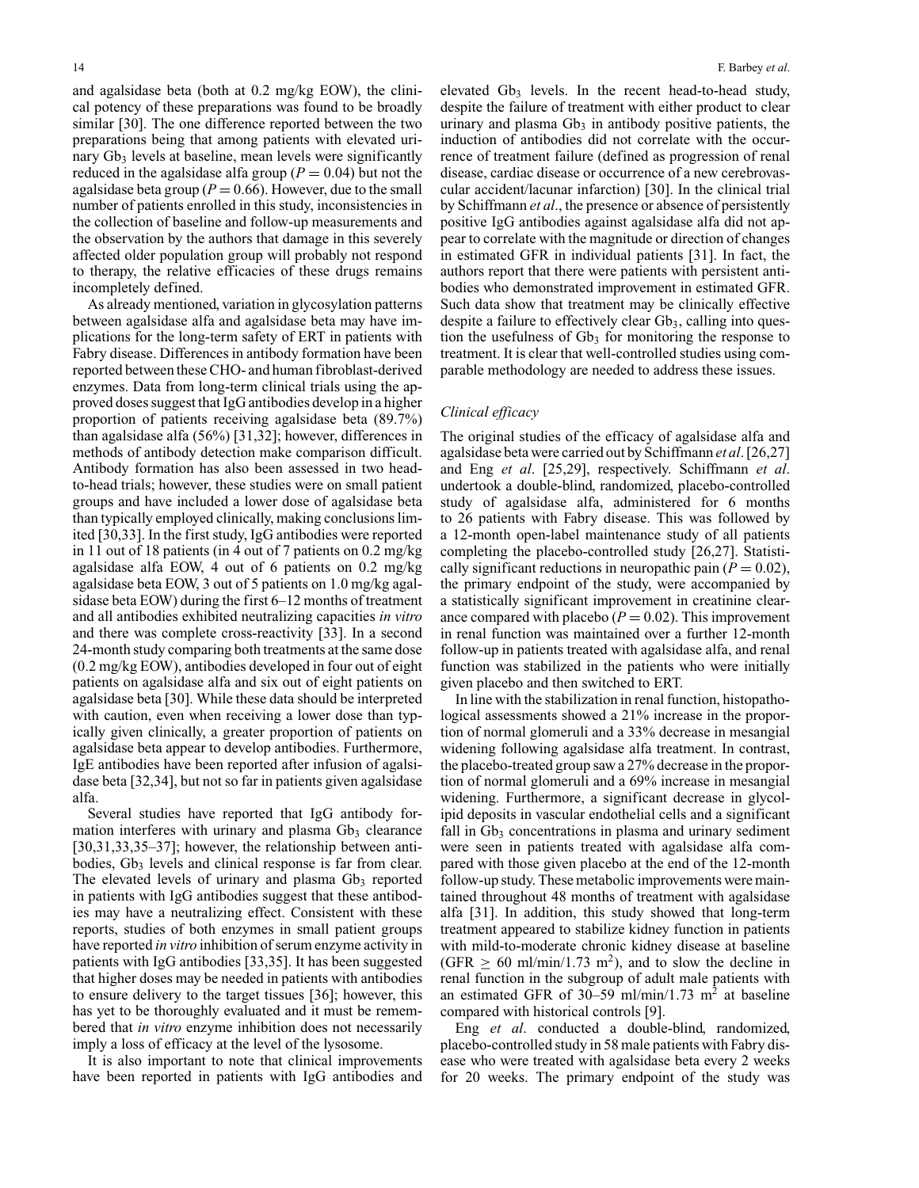and agalsidase beta (both at 0.2 mg/kg EOW), the clinical potency of these preparations was found to be broadly similar [30]. The one difference reported between the two preparations being that among patients with elevated urinary $Gb_3$ levels at baseline, mean levels were significantly reduced in the agalsidase alfa group ($P = 0.04$) but not the agalsidase beta group ($P = 0.66$). However, due to the small number of patients enrolled in this study, inconsistencies in the collection of baseline and follow-up measurements and the observation by the authors that damage in this severely affected older population group will probably not respond to therapy, the relative efficacies of these drugs remains incompletely defined.

As already mentioned, variation in glycosylation patterns between agalsidase alfa and agalsidase beta may have implications for the long-term safety of ERT in patients with Fabry disease. Differences in antibody formation have been reported between these CHO- and human fibroblast-derived enzymes. Data from long-term clinical trials using the approved doses suggest that IgG antibodies develop in a higher proportion of patients receiving agalsidase beta (89.7%) than agalsidase alfa (56%) [31,32]; however, differences in methods of antibody detection make comparison difficult. Antibody formation has also been assessed in two head-to-head trials; however, these studies were on small patient groups and have included a lower dose of agalsidase beta than typically employed clinically, making conclusions limited [30,33]. In the first study, IgG antibodies were reported in 11 out of 18 patients (in 4 out of 7 patients on 0.2 mg/kg agalsidase alfa EOW, 4 out of 6 patients on 0.2 mg/kg agalsidase beta EOW, 3 out of 5 patients on 1.0 mg/kg agalsidase beta EOW) during the first 6–12 months of treatment and all antibodies exhibited neutralizing capacities *in vitro* and there was complete cross-reactivity [33]. In a second 24-month study comparing both treatments at the same dose (0.2 mg/kg EOW), antibodies developed in four out of eight patients on agalsidase alfa and six out of eight patients on agalsidase beta [30]. While these data should be interpreted with caution, even when receiving a lower dose than typically given clinically, a greater proportion of patients on agalsidase beta appear to develop antibodies. Furthermore, IgE antibodies have been reported after infusion of agalsidase beta [32,34], but not so far in patients given agalsidase alfa.

Several studies have reported that IgG antibody formation interferes with urinary and plasma $Gb_3$ clearance [30,31,33,35–37]; however, the relationship between antibodies, $Gb_3$ levels and clinical response is far from clear. The elevated levels of urinary and plasma $Gb_3$ reported in patients with IgG antibodies suggest that these antibodies may have a neutralizing effect. Consistent with these reports, studies of both enzymes in small patient groups have reported *in vitro* inhibition of serum enzyme activity in patients with IgG antibodies [33,35]. It has been suggested that higher doses may be needed in patients with antibodies to ensure delivery to the target tissues [36]; however, this has yet to be thoroughly evaluated and it must be remembered that *in vitro* enzyme inhibition does not necessarily imply a loss of efficacy at the level of the lysosome.

It is also important to note that clinical improvements have been reported in patients with IgG antibodies and elevated $Gb_3$ levels. In the recent head-to-head study, despite the failure of treatment with either product to clear urinary and plasma $Gb_3$ in antibody positive patients, the induction of antibodies did not correlate with the occurrence of treatment failure (defined as progression of renal disease, cardiac disease or occurrence of a new cerebrovascular accident/lacunar infarction) [30]. In the clinical trial by Schiffmann *et al*., the presence or absence of persistently positive IgG antibodies against agalsidase alfa did not appear to correlate with the magnitude or direction of changes in estimated GFR in individual patients [31]. In fact, the authors report that there were patients with persistent antibodies who demonstrated improvement in estimated GFR. Such data show that treatment may be clinically effective despite a failure to effectively clear $Gb_3$, calling into question the usefulness of $Gb_3$ for monitoring the response to treatment. It is clear that well-controlled studies using comparable methodology are needed to address these issues.

### *Clinical efficacy*

The original studies of the efficacy of agalsidase alfa and agalsidase beta were carried out by Schiffmann *et al*. [26,27] and Eng *et al*. [25,29], respectively. Schiffmann *et al*. undertook a double-blind, randomized, placebo-controlled study of agalsidase alfa, administered for 6 months to 26 patients with Fabry disease. This was followed by a 12-month open-label maintenance study of all patients completing the placebo-controlled study [26,27]. Statistically significant reductions in neuropathic pain ($P = 0.02$), the primary endpoint of the study, were accompanied by a statistically significant improvement in creatinine clearance compared with placebo ($P = 0.02$). This improvement in renal function was maintained over a further 12-month follow-up in patients treated with agalsidase alfa, and renal function was stabilized in the patients who were initially given placebo and then switched to ERT.

In line with the stabilization in renal function, histopathological assessments showed a 21% increase in the proportion of normal glomeruli and a 33% decrease in mesangial widening following agalsidase alfa treatment. In contrast, the placebo-treated group saw a 27% decrease in the proportion of normal glomeruli and a 69% increase in mesangial widening. Furthermore, a significant decrease in glycolipid deposits in vascular endothelial cells and a significant fall in $Gb_3$ concentrations in plasma and urinary sediment were seen in patients treated with agalsidase alfa compared with those given placebo at the end of the 12-month follow-up study. These metabolic improvements were maintained throughout 48 months of treatment with agalsidase alfa [31]. In addition, this study showed that long-term treatment appeared to stabilize kidney function in patients with mild-to-moderate chronic kidney disease at baseline (GFR $\geq$ 60 ml/min/1.73 m$^2$), and to slow the decline in renal function in the subgroup of adult male patients with an estimated GFR of 30–59 ml/min/1.73 m$^2$ at baseline compared with historical controls [9].

Eng *et al*. conducted a double-blind, randomized, placebo-controlled study in 58 male patients with Fabry disease who were treated with agalsidase beta every 2 weeks for 20 weeks. The primary endpoint of the study was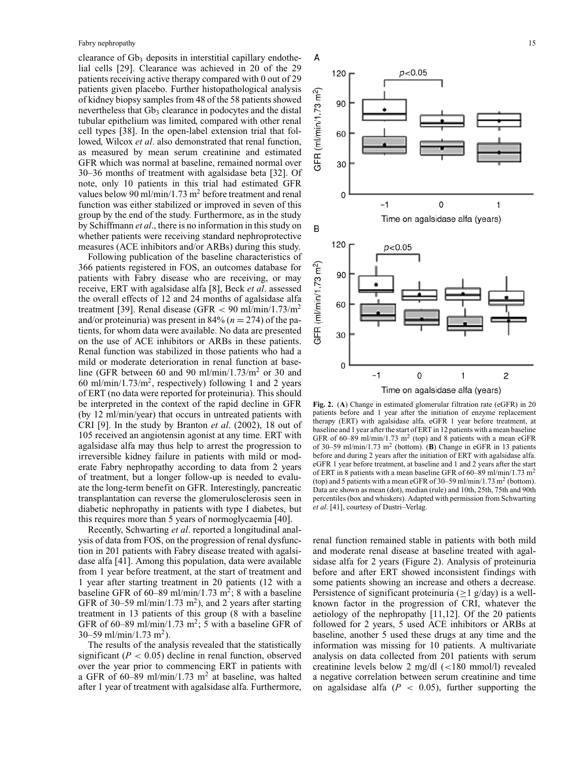clearance of $Gb_3$ deposits in interstitial capillary endothelial cells [29]. Clearance was achieved in 20 of the 29 patients receiving active therapy compared with 0 out of 29 patients given placebo. Further histopathological analysis of kidney biopsy samples from 48 of the 58 patients showed nevertheless that $Gb_3$ clearance in podocytes and the distal tubular epithelium was limited, compared with other renal cell types [38]. In the open-label extension trial that followed, Wilcox *et al*. also demonstrated that renal function, as measured by mean serum creatinine and estimated GFR which was normal at baseline, remained normal over 30–36 months of treatment with agalsidase beta [32]. Of note, only 10 patients in this trial had estimated GFR values below 90 ml/min/1.73 $m^2$ before treatment and renal function was either stabilized or improved in seven of this group by the end of the study. Furthermore, as in the study by Schiffmann *et al*., there is no information in this study on whether patients were receiving standard nephroprotective measures (ACE inhibitors and/or ARBs) during this study.

Following publication of the baseline characteristics of 366 patients registered in FOS, an outcomes database for patients with Fabry disease who are receiving, or may receive, ERT with agalsidase alfa [8], Beck *et al*. assessed the overall effects of 12 and 24 months of agalsidase alfa treatment [39]. Renal disease (GFR $< 90$ ml/min/1.73/$m^2$ and/or proteinuria) was present in 84% ($n = 274$) of the patients, for whom data were available. No data are presented on the use of ACE inhibitors or ARBs in these patients. Renal function was stabilized in those patients who had a mild or moderate deterioration in renal function at baseline (GFR between 60 and 90 ml/min/1.73/$m^2$ or 30 and 60 ml/min/1.73/$m^2$, respectively) following 1 and 2 years of ERT (no data were reported for proteinuria). This should be interpreted in the context of the rapid decline in GFR (by 12 ml/min/year) that occurs in untreated patients with CRI [9]. In the study by Branton *et al*. (2002), 18 out of 105 received an angiotensin agonist at any time. ERT with agalsidase alfa may thus help to arrest the progression to irreversible kidney failure in patients with mild or moderate Fabry nephropathy according to data from 2 years of treatment, but a longer follow-up is needed to evaluate the long-term benefit on GFR. Interestingly, pancreatic transplantation can reverse the glomerulosclerosis seen in diabetic nephropathy in patients with type I diabetes, but this requires more than 5 years of normoglycaemia [40].

Recently, Schwarting *et al*. reported a longitudinal analysis of data from FOS, on the progression of renal dysfunction in 201 patients with Fabry disease treated with agalsidase alfa [41]. Among this population, data were available from 1 year before treatment, at the start of treatment and 1 year after starting treatment in 20 patients (12 with a baseline GFR of 60–89 ml/min/1.73 $m^2$; 8 with a baseline GFR of 30–59 ml/min/1.73 $m^2$), and 2 years after starting treatment in 13 patients of this group (8 with a baseline GFR of 60–89 ml/min/1.73 $m^2$; 5 with a baseline GFR of 30–59 ml/min/1.73 $m^2$).

The results of the analysis revealed that the statistically significant ($P < 0.05$) decline in renal function, observed over the year prior to commencing ERT in patients with a GFR of 60–89 ml/min/1.73 $m^2$ at baseline, was halted after 1 year of treatment with agalsidase alfa. Furthermore, renal function remained stable in patients with both mild and moderate renal disease at baseline treated with agalsidase alfa for 2 years (Figure 2). Analysis of proteinuria before and after ERT showed inconsistent findings with some patients showing an increase and others a decrease. Persistence of significant proteinuria ($\geq 1$ g/day) is a well-known factor in the progression of CRI, whatever the aetiology of the nephropathy [11,12]. Of the 20 patients followed for 2 years, 5 used ACE inhibitors or ARBs at baseline, another 5 used these drugs at any time and the information was missing for 10 patients. A multivariate analysis on data collected from 201 patients with serum creatinine levels below 2 mg/dl ($<180$ mmol/l) revealed a negative correlation between serum creatinine and time on agalsidase alfa ($P < 0.05$), further supporting the

**Fig. 2.** (**A**) Change in estimated glomerular filtration rate (eGFR) in 20 patients before and 1 year after the initiation of enzyme replacement therapy (ERT) with agalsidase alfa. eGFR 1 year before treatment, at baseline and 1 year after the start of ERT in 12 patients with a mean baseline GFR of 60–89 ml/min/1.73 $m^2$ (top) and 8 patients with a mean eGFR of 30–59 ml/min/1.73 $m^2$ (bottom). (**B**) Change in eGFR in 13 patients before and during 2 years after the initiation of ERT with agalsidase alfa. eGFR 1 year before treatment, at baseline and 1 and 2 years after the start of ERT in 8 patients with a mean baseline GFR of 60–89 ml/min/1.73 $m^2$ (top) and 5 patients with a mean eGFR of 30–59 ml/min/1.73 $m^2$ (bottom). Data are shown as mean (dot), median (rule) and 10th, 25th, 75th and 90th percentiles (box and whiskers). Adapted with permission from Schwarting *et al*. [41], courtesy of Dustri–Verlag.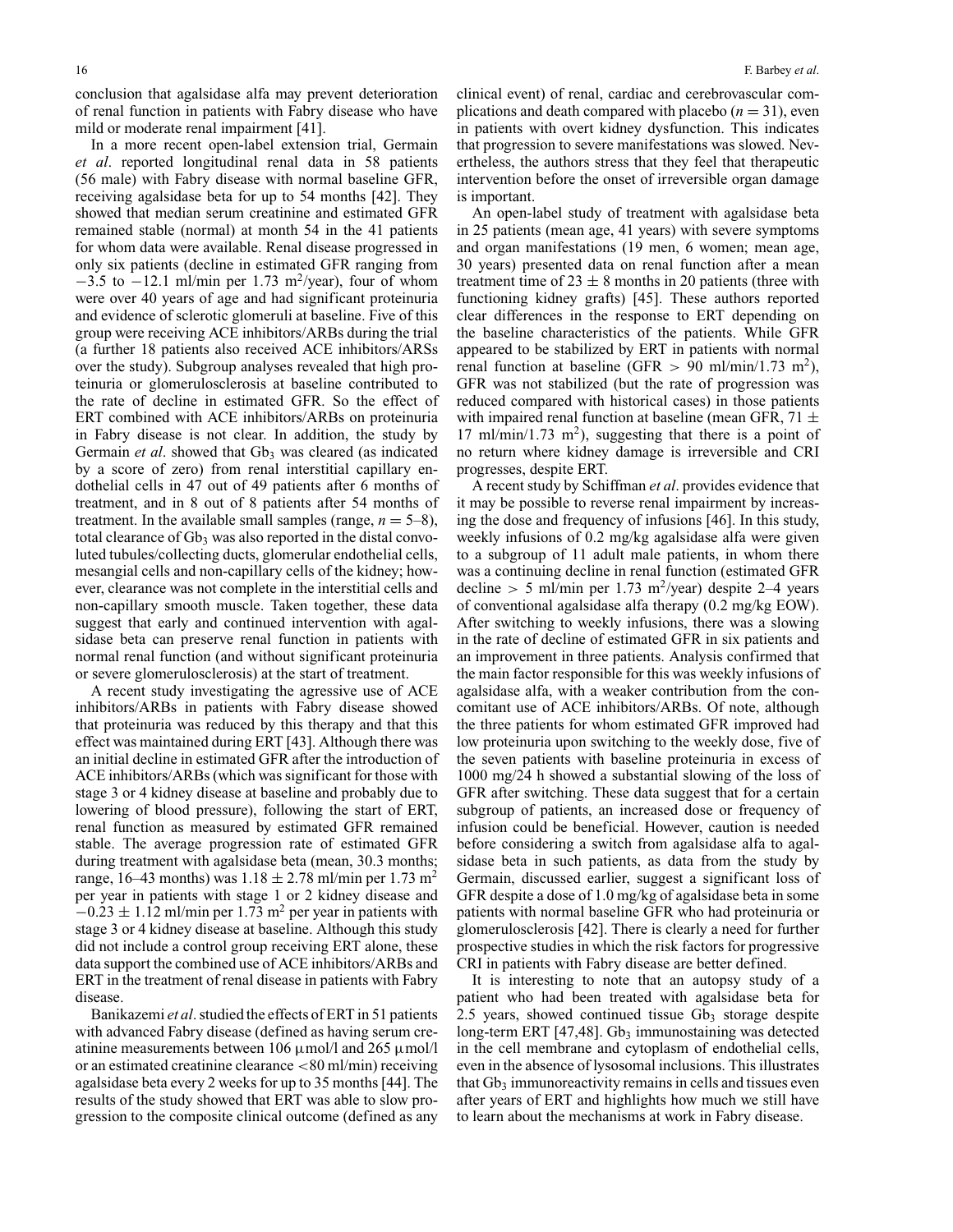conclusion that agalsidase alfa may prevent deterioration of renal function in patients with Fabry disease who have mild or moderate renal impairment [41].

In a more recent open-label extension trial, Germain *et al*. reported longitudinal renal data in 58 patients (56 male) with Fabry disease with normal baseline GFR, receiving agalsidase beta for up to 54 months [42]. They showed that median serum creatinine and estimated GFR remained stable (normal) at month 54 in the 41 patients for whom data were available. Renal disease progressed in only six patients (decline in estimated GFR ranging from −3.5 to −12.1 ml/min per 1.73 $m^2$/year), four of whom were over 40 years of age and had significant proteinuria and evidence of sclerotic glomeruli at baseline. Five of this group were receiving ACE inhibitors/ARBs during the trial (a further 18 patients also received ACE inhibitors/ARSs over the study). Subgroup analyses revealed that high proteinuria or glomerulosclerosis at baseline contributed to the rate of decline in estimated GFR. So the effect of ERT combined with ACE inhibitors/ARBs on proteinuria in Fabry disease is not clear. In addition, the study by Germain *et al*. showed that $Gb_3$ was cleared (as indicated by a score of zero) from renal interstitial capillary endothelial cells in 47 out of 49 patients after 6 months of treatment, and in 8 out of 8 patients after 54 months of treatment. In the available small samples (range, $n = 5$–8), total clearance of $Gb_3$ was also reported in the distal convoluted tubules/collecting ducts, glomerular endothelial cells, mesangial cells and non-capillary cells of the kidney; however, clearance was not complete in the interstitial cells and non-capillary smooth muscle. Taken together, these data suggest that early and continued intervention with agalsidase beta can preserve renal function in patients with normal renal function (and without significant proteinuria or severe glomerulosclerosis) at the start of treatment.

A recent study investigating the agressive use of ACE inhibitors/ARBs in patients with Fabry disease showed that proteinuria was reduced by this therapy and that this effect was maintained during ERT [43]. Although there was an initial decline in estimated GFR after the introduction of ACE inhibitors/ARBs (which was significant for those with stage 3 or 4 kidney disease at baseline and probably due to lowering of blood pressure), following the start of ERT, renal function as measured by estimated GFR remained stable. The average progression rate of estimated GFR during treatment with agalsidase beta (mean, 30.3 months; range, 16–43 months) was $1.18 \pm 2.78$ ml/min per 1.73 $m^2$ per year in patients with stage 1 or 2 kidney disease and $-0.23 \pm 1.12$ ml/min per 1.73 $m^2$ per year in patients with stage 3 or 4 kidney disease at baseline. Although this study did not include a control group receiving ERT alone, these data support the combined use of ACE inhibitors/ARBs and ERT in the treatment of renal disease in patients with Fabry disease.

Banikazemi *et al*. studied the effects of ERT in 51 patients with advanced Fabry disease (defined as having serum creatinine measurements between 106 μmol/l and 265 μmol/l or an estimated creatinine clearance <80 ml/min) receiving agalsidase beta every 2 weeks for up to 35 months [44]. The results of the study showed that ERT was able to slow progression to the composite clinical outcome (defined as any clinical event) of renal, cardiac and cerebrovascular complications and death compared with placebo ($n = 31$), even in patients with overt kidney dysfunction. This indicates that progression to severe manifestations was slowed. Nevertheless, the authors stress that they feel that therapeutic intervention before the onset of irreversible organ damage is important.

An open-label study of treatment with agalsidase beta in 25 patients (mean age, 41 years) with severe symptoms and organ manifestations (19 men, 6 women; mean age, 30 years) presented data on renal function after a mean treatment time of $23 \pm 8$ months in 20 patients (three with functioning kidney grafts) [45]. These authors reported clear differences in the response to ERT depending on the baseline characteristics of the patients. While GFR appeared to be stabilized by ERT in patients with normal renal function at baseline (GFR > 90 ml/min/1.73 $m^2$), GFR was not stabilized (but the rate of progression was reduced compared with historical cases) in those patients with impaired renal function at baseline (mean GFR, $71 \pm 17$ ml/min/1.73 $m^2$), suggesting that there is a point of no return where kidney damage is irreversible and CRI progresses, despite ERT.

A recent study by Schiffman *et al*. provides evidence that it may be possible to reverse renal impairment by increasing the dose and frequency of infusions [46]. In this study, weekly infusions of 0.2 mg/kg agalsidase alfa were given to a subgroup of 11 adult male patients, in whom there was a continuing decline in renal function (estimated GFR decline > 5 ml/min per 1.73 $m^2$/year) despite 2–4 years of conventional agalsidase alfa therapy (0.2 mg/kg EOW). After switching to weekly infusions, there was a slowing in the rate of decline of estimated GFR in six patients and an improvement in three patients. Analysis confirmed that the main factor responsible for this was weekly infusions of agalsidase alfa, with a weaker contribution from the concomitant use of ACE inhibitors/ARBs. Of note, although the three patients for whom estimated GFR improved had low proteinuria upon switching to the weekly dose, five of the seven patients with baseline proteinuria in excess of 1000 mg/24 h showed a substantial slowing of the loss of GFR after switching. These data suggest that for a certain subgroup of patients, an increased dose or frequency of infusion could be beneficial. However, caution is needed before considering a switch from agalsidase alfa to agalsidase beta in such patients, as data from the study by Germain, discussed earlier, suggest a significant loss of GFR despite a dose of 1.0 mg/kg of agalsidase beta in some patients with normal baseline GFR who had proteinuria or glomerulosclerosis [42]. There is clearly a need for further prospective studies in which the risk factors for progressive CRI in patients with Fabry disease are better defined.

It is interesting to note that an autopsy study of a patient who had been treated with agalsidase beta for 2.5 years, showed continued tissue $Gb_3$ storage despite long-term ERT [47,48]. $Gb_3$ immunostaining was detected in the cell membrane and cytoplasm of endothelial cells, even in the absence of lysosomal inclusions. This illustrates that $Gb_3$ immunoreactivity remains in cells and tissues even after years of ERT and highlights how much we still have to learn about the mechanisms at work in Fabry disease.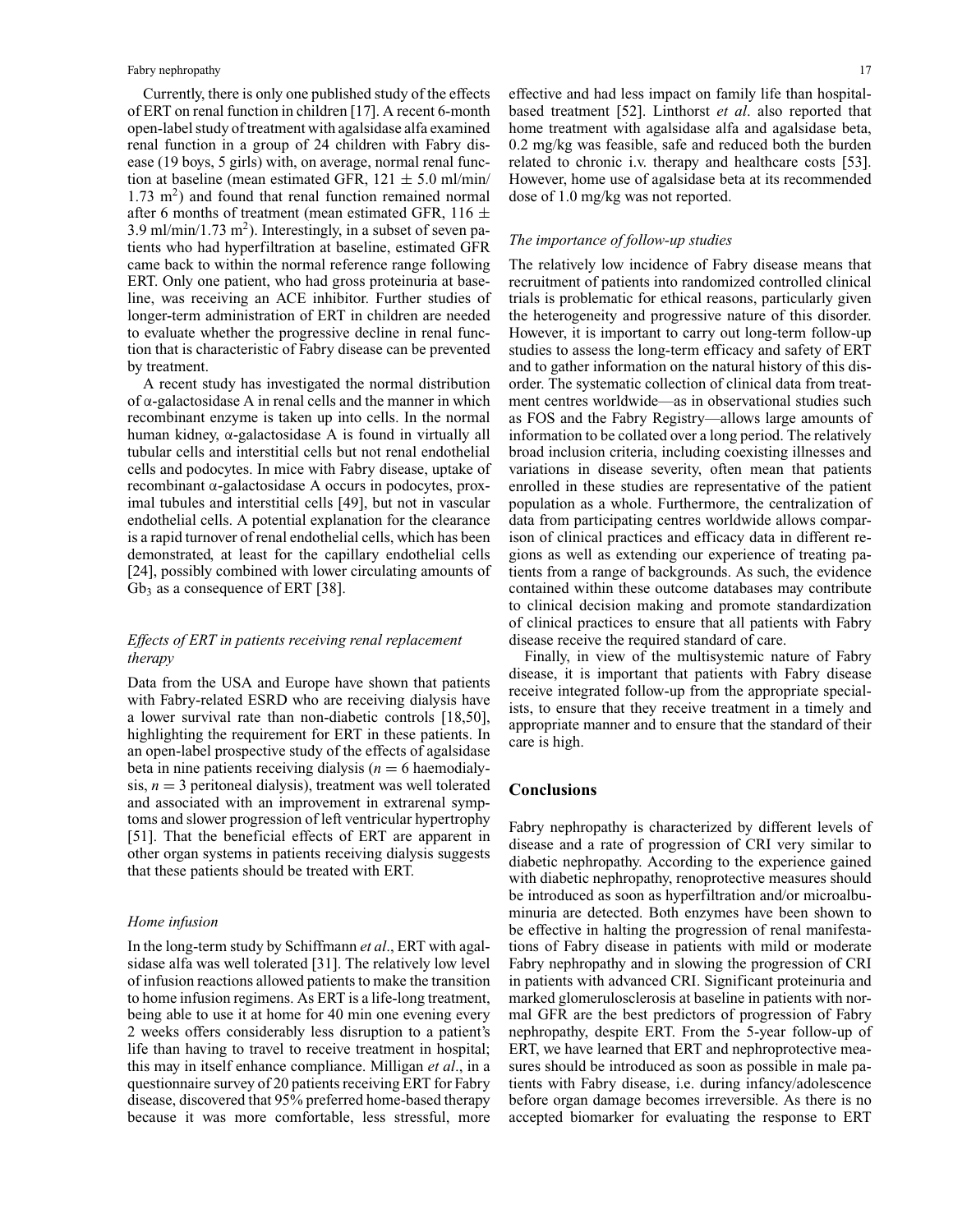Currently, there is only one published study of the effects of ERT on renal function in children [17]. A recent 6-month open-label study of treatment with agalsidase alfa examined renal function in a group of 24 children with Fabry disease (19 boys, 5 girls) with, on average, normal renal function at baseline (mean estimated GFR, $121 \pm 5.0$ ml/min/1.73 m$^2$) and found that renal function remained normal after 6 months of treatment (mean estimated GFR, $116 \pm 3.9$ ml/min/1.73 m$^2$). Interestingly, in a subset of seven patients who had hyperfiltration at baseline, estimated GFR came back to within the normal reference range following ERT. Only one patient, who had gross proteinuria at baseline, was receiving an ACE inhibitor. Further studies of longer-term administration of ERT in children are needed to evaluate whether the progressive decline in renal function that is characteristic of Fabry disease can be prevented by treatment.

A recent study has investigated the normal distribution of α-galactosidase A in renal cells and the manner in which recombinant enzyme is taken up into cells. In the normal human kidney, α-galactosidase A is found in virtually all tubular cells and interstitial cells but not renal endothelial cells and podocytes. In mice with Fabry disease, uptake of recombinant α-galactosidase A occurs in podocytes, proximal tubules and interstitial cells [49], but not in vascular endothelial cells. A potential explanation for the clearance is a rapid turnover of renal endothelial cells, which has been demonstrated, at least for the capillary endothelial cells [24], possibly combined with lower circulating amounts of $Gb_3$ as a consequence of ERT [38].

### *Effects of ERT in patients receiving renal replacement therapy*

Data from the USA and Europe have shown that patients with Fabry-related ESRD who are receiving dialysis have a lower survival rate than non-diabetic controls [18,50], highlighting the requirement for ERT in these patients. In an open-label prospective study of the effects of agalsidase beta in nine patients receiving dialysis ($n = 6$ haemodialysis, $n = 3$ peritoneal dialysis), treatment was well tolerated and associated with an improvement in extrarenal symptoms and slower progression of left ventricular hypertrophy [51]. That the beneficial effects of ERT are apparent in other organ systems in patients receiving dialysis suggests that these patients should be treated with ERT.

### *Home infusion*

In the long-term study by Schiffmann *et al*., ERT with agalsidase alfa was well tolerated [31]. The relatively low level of infusion reactions allowed patients to make the transition to home infusion regimens. As ERT is a life-long treatment, being able to use it at home for 40 min one evening every 2 weeks offers considerably less disruption to a patient's life than having to travel to receive treatment in hospital; this may in itself enhance compliance. Milligan *et al*., in a questionnaire survey of 20 patients receiving ERT for Fabry disease, discovered that 95% preferred home-based therapy because it was more comfortable, less stressful, more effective and had less impact on family life than hospital-based treatment [52]. Linthorst *et al*. also reported that home treatment with agalsidase alfa and agalsidase beta, 0.2 mg/kg was feasible, safe and reduced both the burden related to chronic i.v. therapy and healthcare costs [53]. However, home use of agalsidase beta at its recommended dose of 1.0 mg/kg was not reported.

### *The importance of follow-up studies*

The relatively low incidence of Fabry disease means that recruitment of patients into randomized controlled clinical trials is problematic for ethical reasons, particularly given the heterogeneity and progressive nature of this disorder. However, it is important to carry out long-term follow-up studies to assess the long-term efficacy and safety of ERT and to gather information on the natural history of this disorder. The systematic collection of clinical data from treatment centres worldwide—as in observational studies such as FOS and the Fabry Registry—allows large amounts of information to be collated over a long period. The relatively broad inclusion criteria, including coexisting illnesses and variations in disease severity, often mean that patients enrolled in these studies are representative of the patient population as a whole. Furthermore, the centralization of data from participating centres worldwide allows comparison of clinical practices and efficacy data in different regions as well as extending our experience of treating patients from a range of backgrounds. As such, the evidence contained within these outcome databases may contribute to clinical decision making and promote standardization of clinical practices to ensure that all patients with Fabry disease receive the required standard of care.

Finally, in view of the multisystemic nature of Fabry disease, it is important that patients with Fabry disease receive integrated follow-up from the appropriate specialists, to ensure that they receive treatment in a timely and appropriate manner and to ensure that the standard of their care is high.

## Conclusions

Fabry nephropathy is characterized by different levels of disease and a rate of progression of CRI very similar to diabetic nephropathy. According to the experience gained with diabetic nephropathy, renoprotective measures should be introduced as soon as hyperfiltration and/or microalbuminuria are detected. Both enzymes have been shown to be effective in halting the progression of renal manifestations of Fabry disease in patients with mild or moderate Fabry nephropathy and in slowing the progression of CRI in patients with advanced CRI. Significant proteinuria and marked glomerulosclerosis at baseline in patients with normal GFR are the best predictors of progression of Fabry nephropathy, despite ERT. From the 5-year follow-up of ERT, we have learned that ERT and nephroprotective measures should be introduced as soon as possible in male patients with Fabry disease, i.e. during infancy/adolescence before organ damage becomes irreversible. As there is no accepted biomarker for evaluating the response to ERT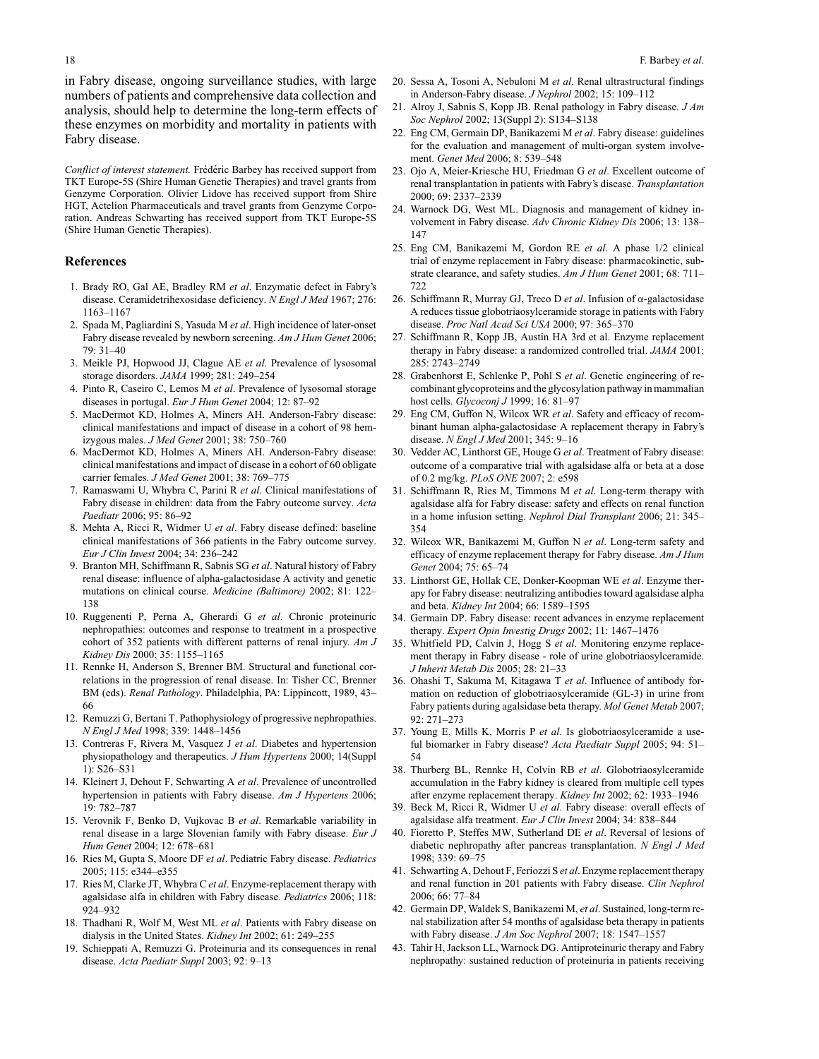in Fabry disease, ongoing surveillance studies, with large numbers of patients and comprehensive data collection and analysis, should help to determine the long-term effects of these enzymes on morbidity and mortality in patients with Fabry disease.

*Conflict of interest statement.* Frédéric Barbey has received support from TKT Europe-5S (Shire Human Genetic Therapies) and travel grants from Genzyme Corporation. Olivier Lidove has received support from Shire HGT, Actelion Pharmaceuticals and travel grants from Genzyme Corporation. Andreas Schwarting has received support from TKT Europe-5S (Shire Human Genetic Therapies).

## References

1. Brady RO, Gal AE, Bradley RM *et al*. Enzymatic defect in Fabry's disease. Ceramidetrihexosidase deficiency. *N Engl J Med* 1967; 276: 1163–1167
2. Spada M, Pagliardini S, Yasuda M *et al*. High incidence of later-onset Fabry disease revealed by newborn screening. *Am J Hum Genet* 2006; 79: 31–40
3. Meikle PJ, Hopwood JJ, Clague AE *et al*. Prevalence of lysosomal storage disorders. *JAMA* 1999; 281: 249–254
4. Pinto R, Caseiro C, Lemos M *et al*. Prevalence of lysosomal storage diseases in portugal. *Eur J Hum Genet* 2004; 12: 87–92
5. MacDermot KD, Holmes A, Miners AH. Anderson-Fabry disease: clinical manifestations and impact of disease in a cohort of 98 hemizygous males. *J Med Genet* 2001; 38: 750–760
6. MacDermot KD, Holmes A, Miners AH. Anderson-Fabry disease: clinical manifestations and impact of disease in a cohort of 60 obligate carrier females. *J Med Genet* 2001; 38: 769–775
7. Ramaswami U, Whybra C, Parini R *et al*. Clinical manifestations of Fabry disease in children: data from the Fabry outcome survey. *Acta Paediatr* 2006; 95: 86–92
8. Mehta A, Ricci R, Widmer U *et al*. Fabry disease defined: baseline clinical manifestations of 366 patients in the Fabry outcome survey. *Eur J Clin Invest* 2004; 34: 236–242
9. Branton MH, Schiffmann R, Sabnis SG *et al*. Natural history of Fabry renal disease: influence of alpha-galactosidase A activity and genetic mutations on clinical course. *Medicine (Baltimore)* 2002; 81: 122–138
10. Ruggenenti P, Perna A, Gherardi G *et al*. Chronic proteinuric nephropathies: outcomes and response to treatment in a prospective cohort of 352 patients with different patterns of renal injury. *Am J Kidney Dis* 2000; 35: 1155–1165
11. Rennke H, Anderson S, Brenner BM. Structural and functional correlations in the progression of renal disease. In: Tisher CC, Brenner BM (eds). *Renal Pathology*. Philadelphia, PA: Lippincott, 1989, 43–66
12. Remuzzi G, Bertani T. Pathophysiology of progressive nephropathies. *N Engl J Med* 1998; 339: 1448–1456
13. Contreras F, Rivera M, Vasquez J *et al*. Diabetes and hypertension physiopathology and therapeutics. *J Hum Hypertens* 2000; 14(Suppl 1): S26–S31
14. Kleinert J, Dehout F, Schwarting A *et al*. Prevalence of uncontrolled hypertension in patients with Fabry disease. *Am J Hypertens* 2006; 19: 782–787
15. Verovnik F, Benko D, Vujkovac B *et al*. Remarkable variability in renal disease in a large Slovenian family with Fabry disease. *Eur J Hum Genet* 2004; 12: 678–681
16. Ries M, Gupta S, Moore DF *et al*. Pediatric Fabry disease. *Pediatrics* 2005; 115: e344–e355
17. Ries M, Clarke JT, Whybra C *et al*. Enzyme-replacement therapy with agalsidase alfa in children with Fabry disease. *Pediatrics* 2006; 118: 924–932
18. Thadhani R, Wolf M, West ML *et al*. Patients with Fabry disease on dialysis in the United States. *Kidney Int* 2002; 61: 249–255
19. Schieppati A, Remuzzi G. Proteinuria and its consequences in renal disease. *Acta Paediatr Suppl* 2003; 92: 9–13
20. Sessa A, Tosoni A, Nebuloni M *et al*. Renal ultrastructural findings in Anderson-Fabry disease. *J Nephrol* 2002; 15: 109–112
21. Alroy J, Sabnis S, Kopp JB. Renal pathology in Fabry disease. *J Am Soc Nephrol* 2002; 13(Suppl 2): S134–S138
22. Eng CM, Germain DP, Banikazemi M *et al*. Fabry disease: guidelines for the evaluation and management of multi-organ system involvement. *Genet Med* 2006; 8: 539–548
23. Ojo A, Meier-Kriesche HU, Friedman G *et al*. Excellent outcome of renal transplantation in patients with Fabry's disease. *Transplantation* 2000; 69: 2337–2339
24. Warnock DG, West ML. Diagnosis and management of kidney involvement in Fabry disease. *Adv Chronic Kidney Dis* 2006; 13: 138–147
25. Eng CM, Banikazemi M, Gordon RE *et al*. A phase 1/2 clinical trial of enzyme replacement in Fabry disease: pharmacokinetic, substrate clearance, and safety studies. *Am J Hum Genet* 2001; 68: 711–722
26. Schiffmann R, Murray GJ, Treco D *et al*. Infusion of α-galactosidase A reduces tissue globotriaosylceramide storage in patients with Fabry disease. *Proc Natl Acad Sci USA* 2000; 97: 365–370
27. Schiffmann R, Kopp JB, Austin HA 3rd et al. Enzyme replacement therapy in Fabry disease: a randomized controlled trial. *JAMA* 2001; 285: 2743–2749
28. Grabenhorst E, Schlenke P, Pohl S *et al*. Genetic engineering of recombinant glycoproteins and the glycosylation pathway in mammalian host cells. *Glycoconj J* 1999; 16: 81–97
29. Eng CM, Guffon N, Wilcox WR *et al*. Safety and efficacy of recombinant human alpha-galactosidase A replacement therapy in Fabry's disease. *N Engl J Med* 2001; 345: 9–16
30. Vedder AC, Linthorst GE, Houge G *et al*. Treatment of Fabry disease: outcome of a comparative trial with agalsidase alfa or beta at a dose of 0.2 mg/kg. *PLoS ONE* 2007; 2: e598
31. Schiffmann R, Ries M, Timmons M *et al*. Long-term therapy with agalsidase alfa for Fabry disease: safety and effects on renal function in a home infusion setting. *Nephrol Dial Transplant* 2006; 21: 345–354
32. Wilcox WR, Banikazemi M, Guffon N *et al*. Long-term safety and efficacy of enzyme replacement therapy for Fabry disease. *Am J Hum Genet* 2004; 75: 65–74
33. Linthorst GE, Hollak CE, Donker-Koopman WE *et al*. Enzyme therapy for Fabry disease: neutralizing antibodies toward agalsidase alpha and beta. *Kidney Int* 2004; 66: 1589–1595
34. Germain DP. Fabry disease: recent advances in enzyme replacement therapy. *Expert Opin Investig Drugs* 2002; 11: 1467–1476
35. Whitfield PD, Calvin J, Hogg S *et al*. Monitoring enzyme replacement therapy in Fabry disease - role of urine globotriaosylceramide. *J Inherit Metab Dis* 2005; 28: 21–33
36. Ohashi T, Sakuma M, Kitagawa T *et al*. Influence of antibody formation on reduction of globotriaosylceramide (GL-3) in urine from Fabry patients during agalsidase beta therapy. *Mol Genet Metab* 2007; 92: 271–273
37. Young E, Mills K, Morris P *et al*. Is globotriaosylceramide a useful biomarker in Fabry disease? *Acta Paediatr Suppl* 2005; 94: 51–54
38. Thurberg BL, Rennke H, Colvin RB *et al*. Globotriaosylceramide accumulation in the Fabry kidney is cleared from multiple cell types after enzyme replacement therapy. *Kidney Int* 2002; 62: 1933–1946
39. Beck M, Ricci R, Widmer U *et al*. Fabry disease: overall effects of agalsidase alfa treatment. *Eur J Clin Invest* 2004; 34: 838–844
40. Fioretto P, Steffes MW, Sutherland DE *et al*. Reversal of lesions of diabetic nephropathy after pancreas transplantation. *N Engl J Med* 1998; 339: 69–75
41. Schwarting A, Dehout F, Feriozzi S *et al*. Enzyme replacement therapy and renal function in 201 patients with Fabry disease. *Clin Nephrol* 2006; 66: 77–84
42. Germain DP, Waldek S, Banikazemi M, *et al*. Sustained, long-term renal stabilization after 54 months of agalsidase beta therapy in patients with Fabry disease. *J Am Soc Nephrol* 2007; 18: 1547–1557
43. Tahir H, Jackson LL, Warnock DG. Antiproteinuric therapy and Fabry nephropathy: sustained reduction of proteinuria in patients receiving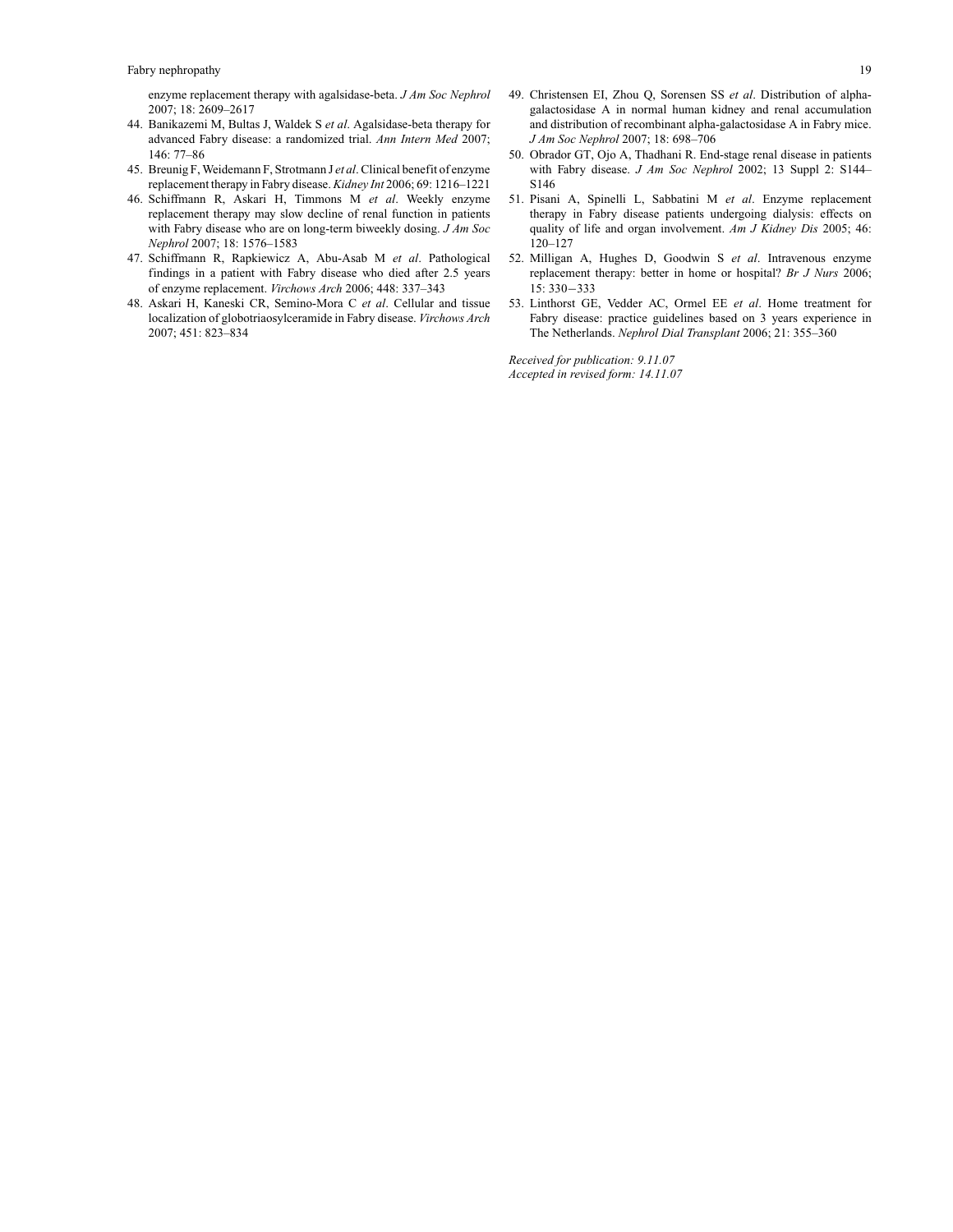enzyme replacement therapy with agalsidase-beta. *J Am Soc Nephrol* 2007; 18: 2609–2617

44. Banikazemi M, Bultas J, Waldek S *et al*. Agalsidase-beta therapy for advanced Fabry disease: a randomized trial. *Ann Intern Med* 2007; 146: 77–86
45. Breunig F, Weidemann F, Strotmann J *et al*. Clinical benefit of enzyme replacement therapy in Fabry disease. *Kidney Int* 2006; 69: 1216–1221
46. Schiffmann R, Askari H, Timmons M *et al*. Weekly enzyme replacement therapy may slow decline of renal function in patients with Fabry disease who are on long-term biweekly dosing. *J Am Soc Nephrol* 2007; 18: 1576–1583
47. Schiffmann R, Rapkiewicz A, Abu-Asab M *et al*. Pathological findings in a patient with Fabry disease who died after 2.5 years of enzyme replacement. *Virchows Arch* 2006; 448: 337–343
48. Askari H, Kaneski CR, Semino-Mora C *et al*. Cellular and tissue localization of globotriaosylceramide in Fabry disease. *Virchows Arch* 2007; 451: 823–834
49. Christensen EI, Zhou Q, Sorensen SS *et al*. Distribution of alpha-galactosidase A in normal human kidney and renal accumulation and distribution of recombinant alpha-galactosidase A in Fabry mice. *J Am Soc Nephrol* 2007; 18: 698–706
50. Obrador GT, Ojo A, Thadhani R. End-stage renal disease in patients with Fabry disease. *J Am Soc Nephrol* 2002; 13 Suppl 2: S144–S146
51. Pisani A, Spinelli L, Sabbatini M *et al*. Enzyme replacement therapy in Fabry disease patients undergoing dialysis: effects on quality of life and organ involvement. *Am J Kidney Dis* 2005; 46: 120–127
52. Milligan A, Hughes D, Goodwin S *et al*. Intravenous enzyme replacement therapy: better in home or hospital? *Br J Nurs* 2006; 15: 330−333
53. Linthorst GE, Vedder AC, Ormel EE *et al*. Home treatment for Fabry disease: practice guidelines based on 3 years experience in The Netherlands. *Nephrol Dial Transplant* 2006; 21: 355–360

*Received for publication: 9.11.07*
*Accepted in revised form: 14.11.07*